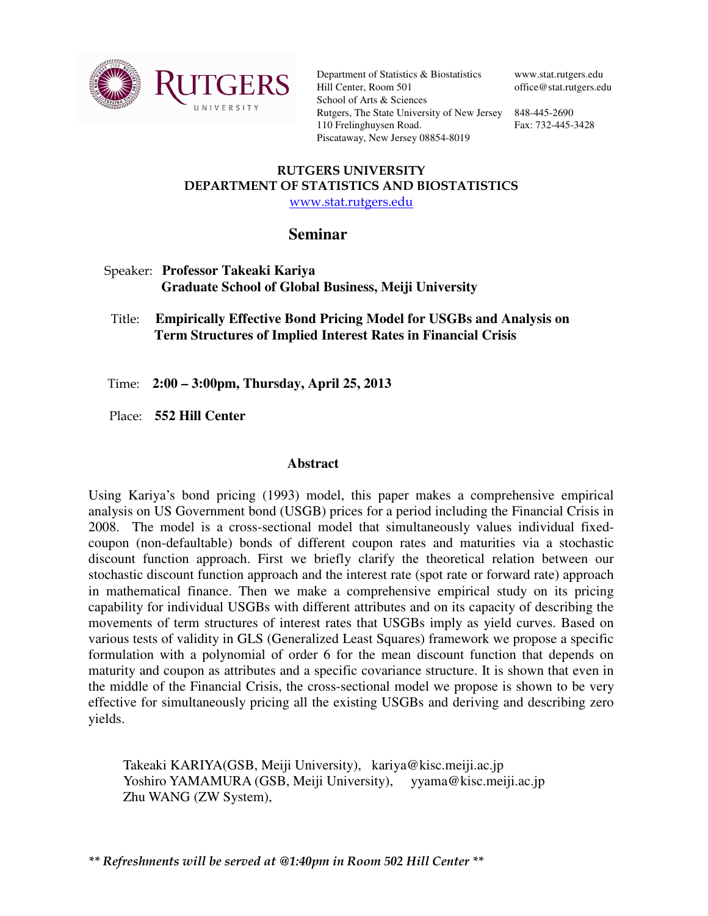Department of Statistics & Biostatistics
Hill Center, Room 501
School of Arts & Sciences
Rutgers, The State University of New Jersey
110 Frelinghuysen Road.
Piscataway, New Jersey 08854-8019

www.stat.rutgers.edu
office@stat.rutgers.edu

848-445-2690
Fax: 732-445-3428

**RUTGERS UNIVERSITY**
**DEPARTMENT OF STATISTICS AND BIOSTATISTICS**
www.stat.rutgers.edu

## Seminar

Speaker: **Professor Takeaki Kariya**
**Graduate School of Global Business, Meiji University**

Title: **Empirically Effective Bond Pricing Model for USGBs and Analysis on Term Structures of Implied Interest Rates in Financial Crisis**

Time: **2:00 – 3:00pm, Thursday, April 25, 2013**

Place: **552 Hill Center**

### Abstract

Using Kariya's bond pricing (1993) model, this paper makes a comprehensive empirical analysis on US Government bond (USGB) prices for a period including the Financial Crisis in 2008. The model is a cross-sectional model that simultaneously values individual fixed-coupon (non-defaultable) bonds of different coupon rates and maturities via a stochastic discount function approach. First we briefly clarify the theoretical relation between our stochastic discount function approach and the interest rate (spot rate or forward rate) approach in mathematical finance. Then we make a comprehensive empirical study on its pricing capability for individual USGBs with different attributes and on its capacity of describing the movements of term structures of interest rates that USGBs imply as yield curves. Based on various tests of validity in GLS (Generalized Least Squares) framework we propose a specific formulation with a polynomial of order 6 for the mean discount function that depends on maturity and coupon as attributes and a specific covariance structure. It is shown that even in the middle of the Financial Crisis, the cross-sectional model we propose is shown to be very effective for simultaneously pricing all the existing USGBs and deriving and describing zero yields.

Takeaki KARIYA(GSB, Meiji University), kariya@kisc.meiji.ac.jp
Yoshiro YAMAMURA (GSB, Meiji University), yyama@kisc.meiji.ac.jp
Zhu WANG (ZW System),

*\*\* Refreshments will be served at @1:40pm in Room 502 Hill Center \*\**